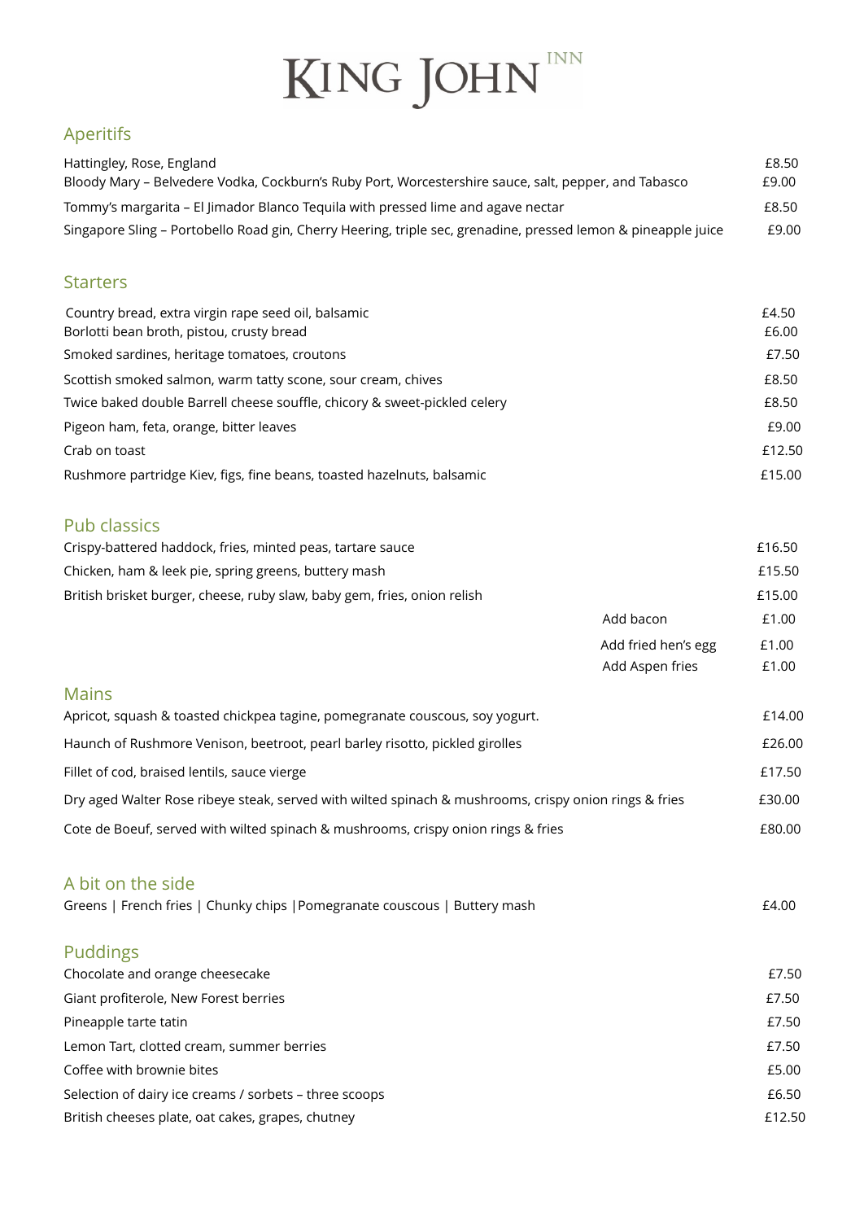# KING JOHN INN

## Aperitifs

| | |
|---|---|
| Hattingley, Rose, England | £8.50 |
| Bloody Mary – Belvedere Vodka, Cockburn's Ruby Port, Worcestershire sauce, salt, pepper, and Tabasco | £9.00 |
| Tommy's margarita – El Jimador Blanco Tequila with pressed lime and agave nectar | £8.50 |
| Singapore Sling – Portobello Road gin, Cherry Heering, triple sec, grenadine, pressed lemon & pineapple juice | £9.00 |

## Starters

| | |
|---|---|
| Country bread, extra virgin rape seed oil, balsamic | £4.50 |
| Borlotti bean broth, pistou, crusty bread | £6.00 |
| Smoked sardines, heritage tomatoes, croutons | £7.50 |
| Scottish smoked salmon, warm tatty scone, sour cream, chives | £8.50 |
| Twice baked double Barrell cheese souffle, chicory & sweet-pickled celery | £8.50 |
| Pigeon ham, feta, orange, bitter leaves | £9.00 |
| Crab on toast | £12.50 |
| Rushmore partridge Kiev, figs, fine beans, toasted hazelnuts, balsamic | £15.00 |

## Pub classics

| | | |
|---|---|---|
| Crispy-battered haddock, fries, minted peas, tartare sauce | | £16.50 |
| Chicken, ham & leek pie, spring greens, buttery mash | | £15.50 |
| British brisket burger, cheese, ruby slaw, baby gem, fries, onion relish | | £15.00 |
| | Add bacon | £1.00 |
| | Add fried hen's egg | £1.00 |
| | Add Aspen fries | £1.00 |

## Mains

| | |
|---|---|
| Apricot, squash & toasted chickpea tagine, pomegranate couscous, soy yogurt. | £14.00 |
| Haunch of Rushmore Venison, beetroot, pearl barley risotto, pickled girolles | £26.00 |
| Fillet of cod, braised lentils, sauce vierge | £17.50 |
| Dry aged Walter Rose ribeye steak, served with wilted spinach & mushrooms, crispy onion rings & fries | £30.00 |
| Cote de Boeuf, served with wilted spinach & mushrooms, crispy onion rings & fries | £80.00 |

## A bit on the side

| | |
|---|---|
| Greens \| French fries \| Chunky chips \|Pomegranate couscous \| Buttery mash | £4.00 |

## Puddings

| | |
|---|---|
| Chocolate and orange cheesecake | £7.50 |
| Giant profiterole, New Forest berries | £7.50 |
| Pineapple tarte tatin | £7.50 |
| Lemon Tart, clotted cream, summer berries | £7.50 |
| Coffee with brownie bites | £5.00 |
| Selection of dairy ice creams / sorbets – three scoops | £6.50 |
| British cheeses plate, oat cakes, grapes, chutney | £12.50 |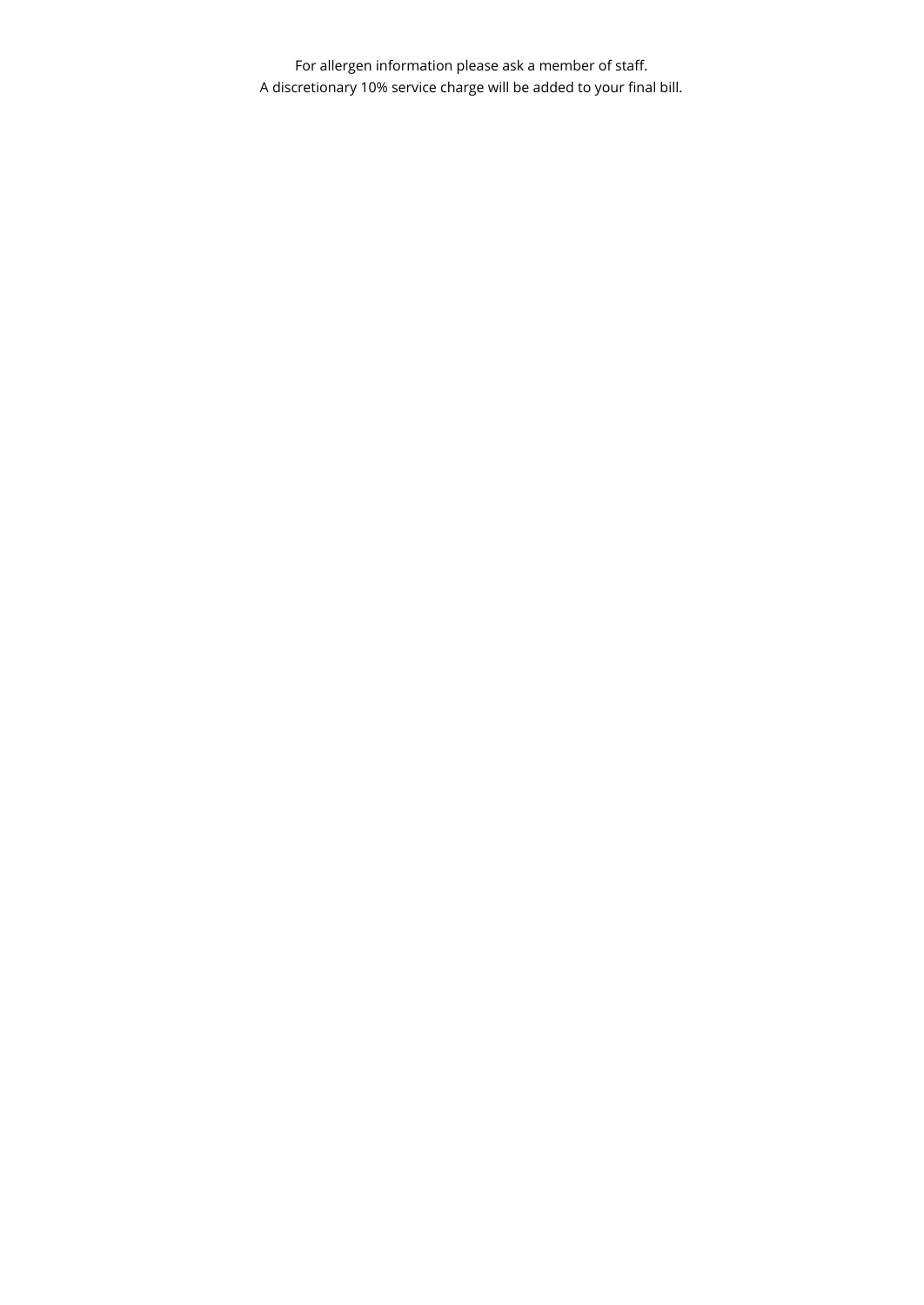For allergen information please ask a member of staff.
A discretionary 10% service charge will be added to your final bill.